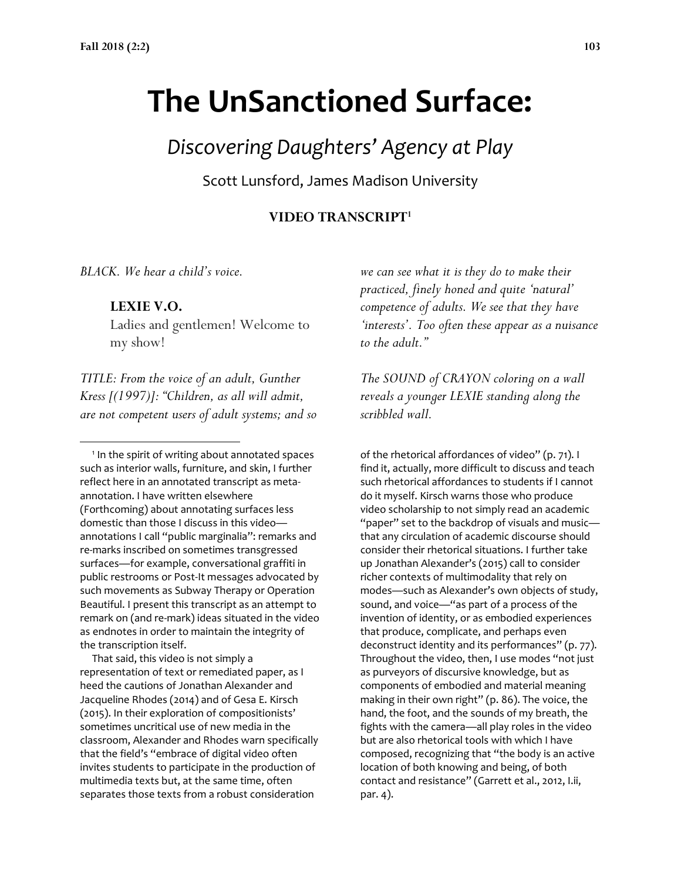# The UnSanctioned Surface:

## *Discovering Daughters' Agency at Play*

Scott Lunsford, James Madison University

**VIDEO TRANSCRIPT**[1]

*BLACK. We hear a child's voice.*

> **LEXIE V.O.**
> Ladies and gentlemen! Welcome to my show!

*TITLE: From the voice of an adult, Gunther Kress [(1997)]: "Children, as all will admit, are not competent users of adult systems; and so we can see what it is they do to make their practiced, finely honed and quite 'natural' competence of adults. We see that they have 'interests'. Too often these appear as a nuisance to the adult."*

*The SOUND of CRAYON coloring on a wall reveals a younger LEXIE standing along the scribbled wall.*

---

[1] In the spirit of writing about annotated spaces such as interior walls, furniture, and skin, I further reflect here in an annotated transcript as meta-annotation. I have written elsewhere (Forthcoming) about annotating surfaces less domestic than those I discuss in this video—annotations I call "public marginalia": remarks and re-marks inscribed on sometimes transgressed surfaces—for example, conversational graffiti in public restrooms or Post-It messages advocated by such movements as Subway Therapy or Operation Beautiful. I present this transcript as an attempt to remark on (and re-mark) ideas situated in the video as endnotes in order to maintain the integrity of the transcription itself.

That said, this video is not simply a representation of text or remediated paper, as I heed the cautions of Jonathan Alexander and Jacqueline Rhodes (2014) and of Gesa E. Kirsch (2015). In their exploration of compositionists' sometimes uncritical use of new media in the classroom, Alexander and Rhodes warn specifically that the field's "embrace of digital video often invites students to participate in the production of multimedia texts but, at the same time, often separates those texts from a robust consideration of the rhetorical affordances of video" (p. 71). I find it, actually, more difficult to discuss and teach such rhetorical affordances to students if I cannot do it myself. Kirsch warns those who produce video scholarship to not simply read an academic "paper" set to the backdrop of visuals and music—that any circulation of academic discourse should consider their rhetorical situations. I further take up Jonathan Alexander's (2015) call to consider richer contexts of multimodality that rely on modes—such as Alexander's own objects of study, sound, and voice—"as part of a process of the invention of identity, or as embodied experiences that produce, complicate, and perhaps even deconstruct identity and its performances" (p. 77). Throughout the video, then, I use modes "not just as purveyors of discursive knowledge, but as components of embodied and material meaning making in their own right" (p. 86). The voice, the hand, the foot, and the sounds of my breath, the fights with the camera—all play roles in the video but are also rhetorical tools with which I have composed, recognizing that "the body is an active location of both knowing and being, of both contact and resistance" (Garrett et al., 2012, I.ii, par. 4).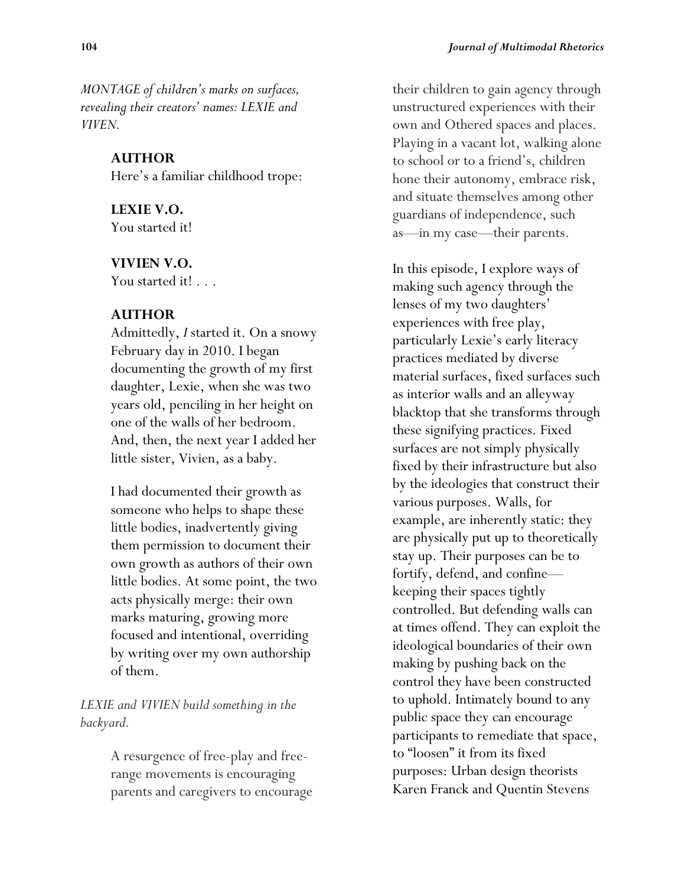*MONTAGE of children's marks on surfaces, revealing their creators' names: LEXIE and VIVEN.*

**AUTHOR**
Here's a familiar childhood trope:

**LEXIE V.O.**
You started it!

**VIVIEN V.O.**
You started it! . . .

**AUTHOR**
Admittedly, *I* started it. On a snowy February day in 2010. I began documenting the growth of my first daughter, Lexie, when she was two years old, penciling in her height on one of the walls of her bedroom. And, then, the next year I added her little sister, Vivien, as a baby.

I had documented their growth as someone who helps to shape these little bodies, inadvertently giving them permission to document their own growth as authors of their own little bodies. At some point, the two acts physically merge: their own marks maturing, growing more focused and intentional, overriding by writing over my own authorship of them.

*LEXIE and VIVIEN build something in the backyard.*

A resurgence of free-play and free-range movements is encouraging parents and caregivers to encourage their children to gain agency through unstructured experiences with their own and Othered spaces and places. Playing in a vacant lot, walking alone to school or to a friend's, children hone their autonomy, embrace risk, and situate themselves among other guardians of independence, such as—in my case—their parents.

In this episode, I explore ways of making such agency through the lenses of my two daughters' experiences with free play, particularly Lexie's early literacy practices mediated by diverse material surfaces, fixed surfaces such as interior walls and an alleyway blacktop that she transforms through these signifying practices. Fixed surfaces are not simply physically fixed by their infrastructure but also by the ideologies that construct their various purposes. Walls, for example, are inherently static: they are physically put up to theoretically stay up. Their purposes can be to fortify, defend, and confine—keeping their spaces tightly controlled. But defending walls can at times offend. They can exploit the ideological boundaries of their own making by pushing back on the control they have been constructed to uphold. Intimately bound to any public space they can encourage participants to remediate that space, to "loosen" it from its fixed purposes: Urban design theorists Karen Franck and Quentin Stevens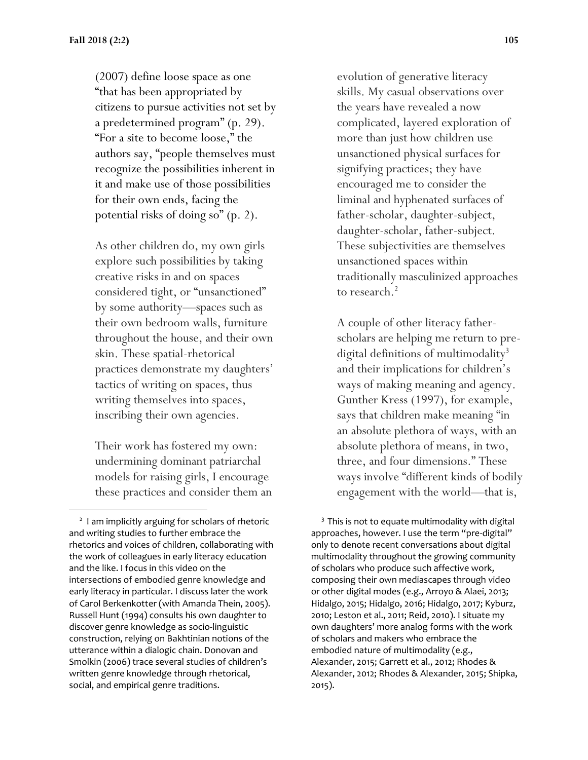(2007) define loose space as one "that has been appropriated by citizens to pursue activities not set by a predetermined program" (p. 29). "For a site to become loose," the authors say, "people themselves must recognize the possibilities inherent in it and make use of those possibilities for their own ends, facing the potential risks of doing so" (p. 2).

As other children do, my own girls explore such possibilities by taking creative risks in and on spaces considered tight, or "unsanctioned" by some authority—spaces such as their own bedroom walls, furniture throughout the house, and their own skin. These spatial-rhetorical practices demonstrate my daughters' tactics of writing on spaces, thus writing themselves into spaces, inscribing their own agencies.

Their work has fostered my own: undermining dominant patriarchal models for raising girls, I encourage these practices and consider them an evolution of generative literacy skills. My casual observations over the years have revealed a now complicated, layered exploration of more than just how children use unsanctioned physical surfaces for signifying practices; they have encouraged me to consider the liminal and hyphenated surfaces of father-scholar, daughter-subject, daughter-scholar, father-subject. These subjectivities are themselves unsanctioned spaces within traditionally masculinized approaches to research.[2]

A couple of other literacy father-scholars are helping me return to pre-digital definitions of multimodality[3] and their implications for children's ways of making meaning and agency. Gunther Kress (1997), for example, says that children make meaning "in an absolute plethora of ways, with an absolute plethora of means, in two, three, and four dimensions." These ways involve "different kinds of bodily engagement with the world—that is,

---

[2] I am implicitly arguing for scholars of rhetoric and writing studies to further embrace the rhetorics and voices of children, collaborating with the work of colleagues in early literacy education and the like. I focus in this video on the intersections of embodied genre knowledge and early literacy in particular. I discuss later the work of Carol Berkenkotter (with Amanda Thein, 2005). Russell Hunt (1994) consults his own daughter to discover genre knowledge as socio-linguistic construction, relying on Bakhtinian notions of the utterance within a dialogic chain. Donovan and Smolkin (2006) trace several studies of children's written genre knowledge through rhetorical, social, and empirical genre traditions.

[3] This is not to equate multimodality with digital approaches, however. I use the term "pre-digital" only to denote recent conversations about digital multimodality throughout the growing community of scholars who produce such affective work, composing their own mediascapes through video or other digital modes (e.g., Arroyo & Alaei, 2013; Hidalgo, 2015; Hidalgo, 2016; Hidalgo, 2017; Kyburz, 2010; Leston et al., 2011; Reid, 2010). I situate my own daughters' more analog forms with the work of scholars and makers who embrace the embodied nature of multimodality (e.g., Alexander, 2015; Garrett et al., 2012; Rhodes & Alexander, 2012; Rhodes & Alexander, 2015; Shipka, 2015).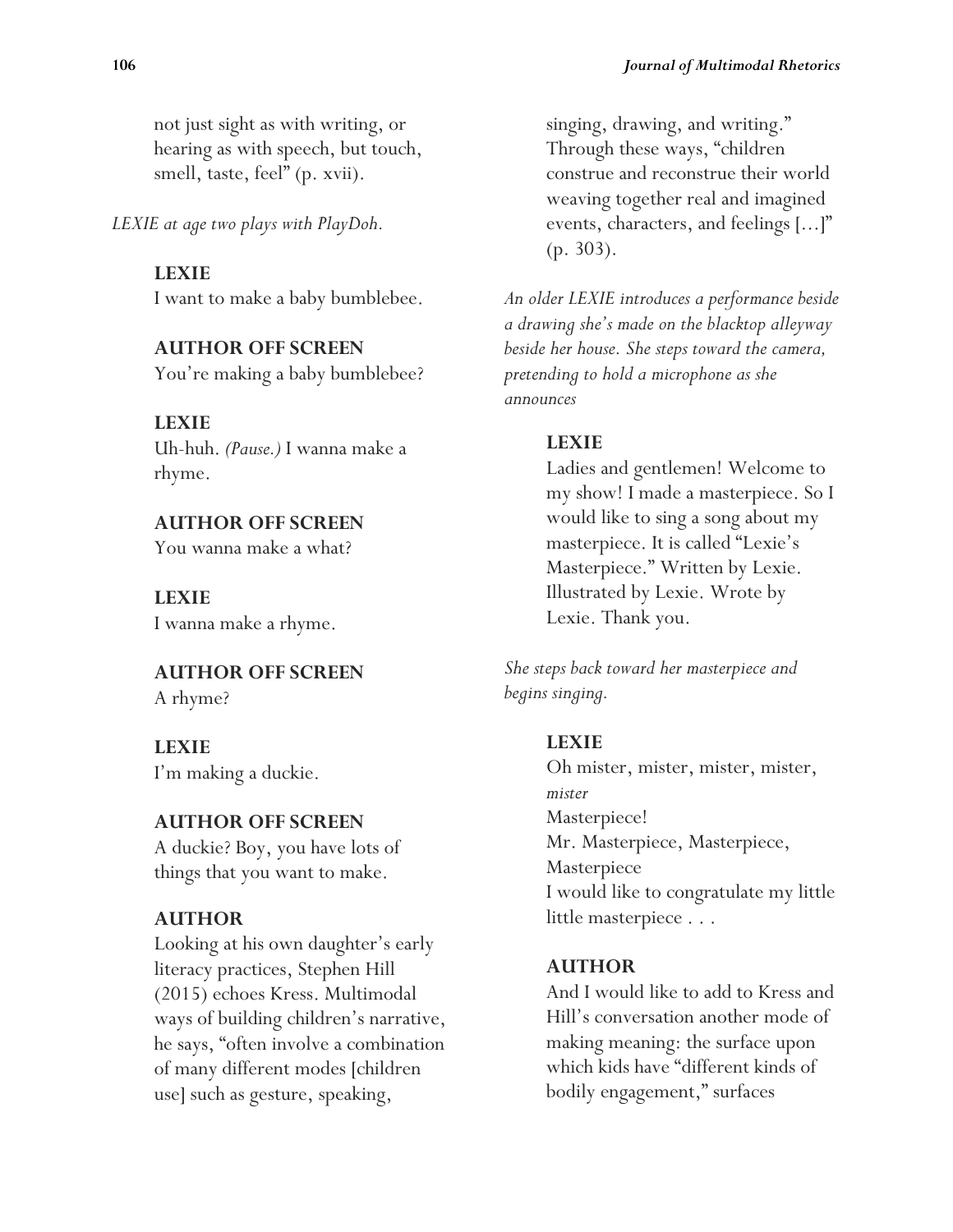not just sight as with writing, or hearing as with speech, but touch, smell, taste, feel" (p. xvii).

*LEXIE at age two plays with PlayDoh.*

**LEXIE**
I want to make a baby bumblebee.

**AUTHOR OFF SCREEN**
You're making a baby bumblebee?

**LEXIE**
Uh-huh. *(Pause.)* I wanna make a rhyme.

**AUTHOR OFF SCREEN**
You wanna make a what?

**LEXIE**
I wanna make a rhyme.

**AUTHOR OFF SCREEN**
A rhyme?

**LEXIE**
I'm making a duckie.

**AUTHOR OFF SCREEN**
A duckie? Boy, you have lots of things that you want to make.

**AUTHOR**
Looking at his own daughter's early literacy practices, Stephen Hill (2015) echoes Kress. Multimodal ways of building children's narrative, he says, "often involve a combination of many different modes [children use] such as gesture, speaking, singing, drawing, and writing." Through these ways, "children construe and reconstrue their world weaving together real and imagined events, characters, and feelings [...]" (p. 303).

*An older LEXIE introduces a performance beside a drawing she's made on the blacktop alleyway beside her house. She steps toward the camera, pretending to hold a microphone as she announces*

**LEXIE**
Ladies and gentlemen! Welcome to my show! I made a masterpiece. So I would like to sing a song about my masterpiece. It is called "Lexie's Masterpiece." Written by Lexie. Illustrated by Lexie. Wrote by Lexie. Thank you.

*She steps back toward her masterpiece and begins singing.*

**LEXIE**
Oh mister, mister, mister, mister, *mister*
Masterpiece!
Mr. Masterpiece, Masterpiece, Masterpiece
I would like to congratulate my little little masterpiece . . .

**AUTHOR**
And I would like to add to Kress and Hill's conversation another mode of making meaning: the surface upon which kids have "different kinds of bodily engagement," surfaces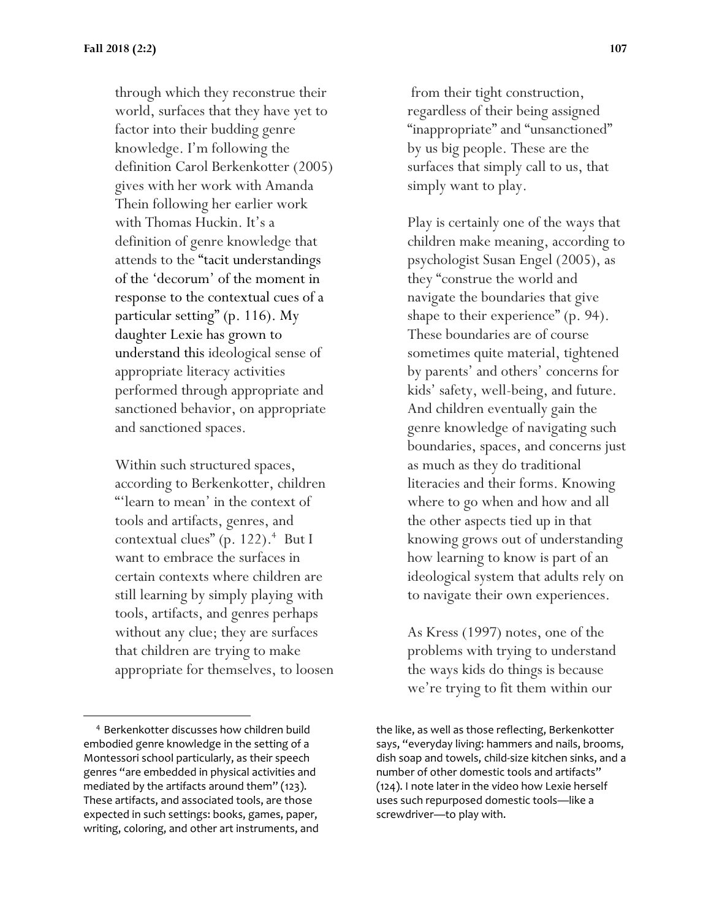through which they reconstrue their world, surfaces that they have yet to factor into their budding genre knowledge. I'm following the definition Carol Berkenkotter (2005) gives with her work with Amanda Thein following her earlier work with Thomas Huckin. It's a definition of genre knowledge that attends to the "tacit understandings of the 'decorum' of the moment in response to the contextual cues of a particular setting" (p. 116). My daughter Lexie has grown to understand this ideological sense of appropriate literacy activities performed through appropriate and sanctioned behavior, on appropriate and sanctioned spaces.

Within such structured spaces, according to Berkenkotter, children "'learn to mean' in the context of tools and artifacts, genres, and contextual clues" (p. 122).[4] But I want to embrace the surfaces in certain contexts where children are still learning by simply playing with tools, artifacts, and genres perhaps without any clue; they are surfaces that children are trying to make appropriate for themselves, to loosen from their tight construction, regardless of their being assigned "inappropriate" and "unsanctioned" by us big people. These are the surfaces that simply call to us, that simply want to play.

Play is certainly one of the ways that children make meaning, according to psychologist Susan Engel (2005), as they "construe the world and navigate the boundaries that give shape to their experience" (p. 94). These boundaries are of course sometimes quite material, tightened by parents' and others' concerns for kids' safety, well-being, and future. And children eventually gain the genre knowledge of navigating such boundaries, spaces, and concerns just as much as they do traditional literacies and their forms. Knowing where to go when and how and all the other aspects tied up in that knowing grows out of understanding how learning to know is part of an ideological system that adults rely on to navigate their own experiences.

As Kress (1997) notes, one of the problems with trying to understand the ways kids do things is because we're trying to fit them within our

---

[4] Berkenkotter discusses how children build embodied genre knowledge in the setting of a Montessori school particularly, as their speech genres "are embedded in physical activities and mediated by the artifacts around them" (123). These artifacts, and associated tools, are those expected in such settings: books, games, paper, writing, coloring, and other art instruments, and the like, as well as those reflecting, Berkenkotter says, "everyday living: hammers and nails, brooms, dish soap and towels, child-size kitchen sinks, and a number of other domestic tools and artifacts" (124). I note later in the video how Lexie herself uses such repurposed domestic tools—like a screwdriver—to play with.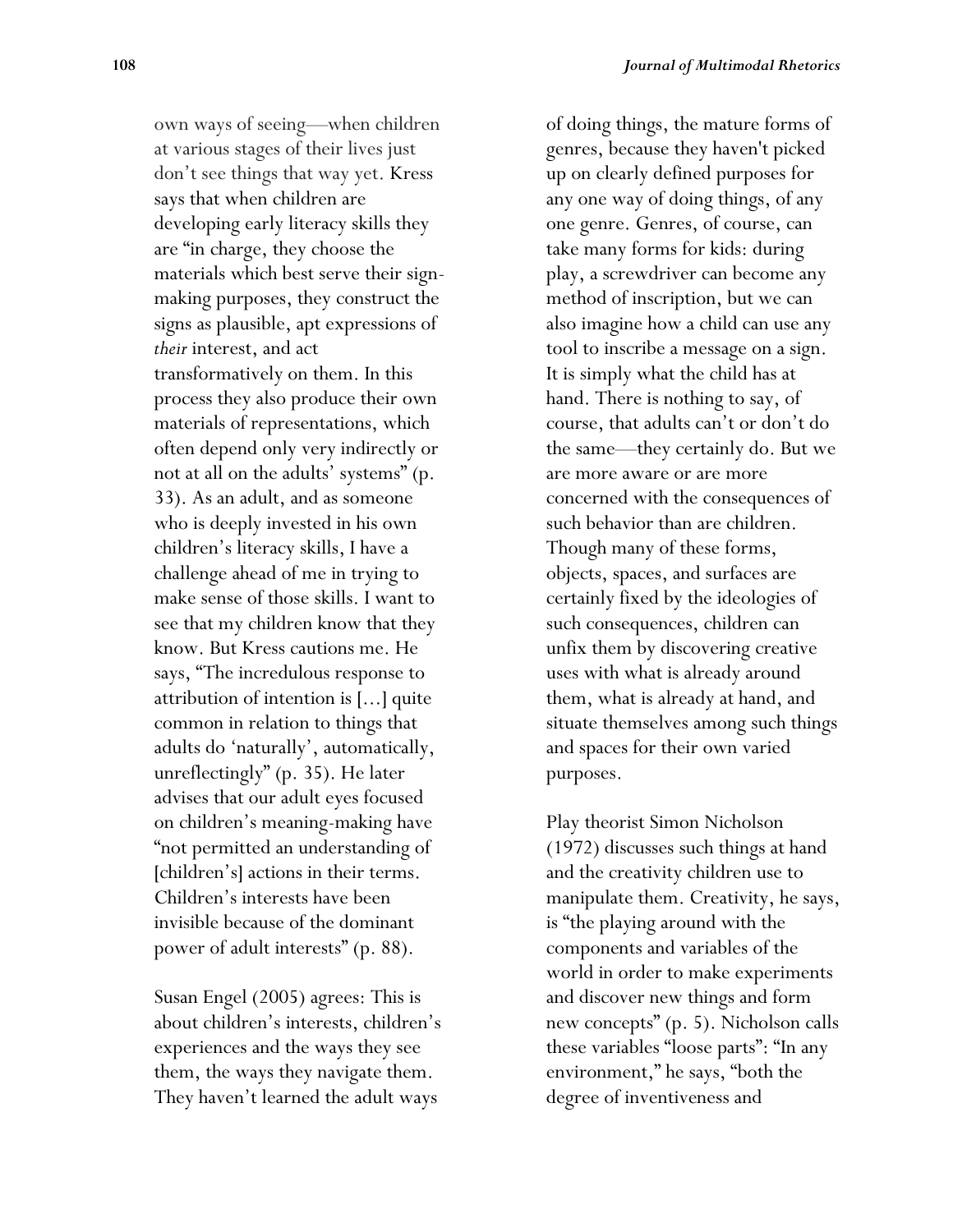own ways of seeing—when children at various stages of their lives just don't see things that way yet. Kress says that when children are developing early literacy skills they are "in charge, they choose the materials which best serve their sign-making purposes, they construct the signs as plausible, apt expressions of *their* interest, and act transformatively on them. In this process they also produce their own materials of representations, which often depend only very indirectly or not at all on the adults' systems" (p. 33). As an adult, and as someone who is deeply invested in his own children's literacy skills, I have a challenge ahead of me in trying to make sense of those skills. I want to see that my children know that they know. But Kress cautions me. He says, "The incredulous response to attribution of intention is [...] quite common in relation to things that adults do 'naturally', automatically, unreflectingly" (p. 35). He later advises that our adult eyes focused on children's meaning-making have "not permitted an understanding of [children's] actions in their terms. Children's interests have been invisible because of the dominant power of adult interests" (p. 88).

Susan Engel (2005) agrees: This is about children's interests, children's experiences and the ways they see them, the ways they navigate them. They haven't learned the adult ways of doing things, the mature forms of genres, because they haven't picked up on clearly defined purposes for any one way of doing things, of any one genre. Genres, of course, can take many forms for kids: during play, a screwdriver can become any method of inscription, but we can also imagine how a child can use any tool to inscribe a message on a sign. It is simply what the child has at hand. There is nothing to say, of course, that adults can't or don't do the same—they certainly do. But we are more aware or are more concerned with the consequences of such behavior than are children. Though many of these forms, objects, spaces, and surfaces are certainly fixed by the ideologies of such consequences, children can unfix them by discovering creative uses with what is already around them, what is already at hand, and situate themselves among such things and spaces for their own varied purposes.

Play theorist Simon Nicholson (1972) discusses such things at hand and the creativity children use to manipulate them. Creativity, he says, is "the playing around with the components and variables of the world in order to make experiments and discover new things and form new concepts" (p. 5). Nicholson calls these variables "loose parts": "In any environment," he says, "both the degree of inventiveness and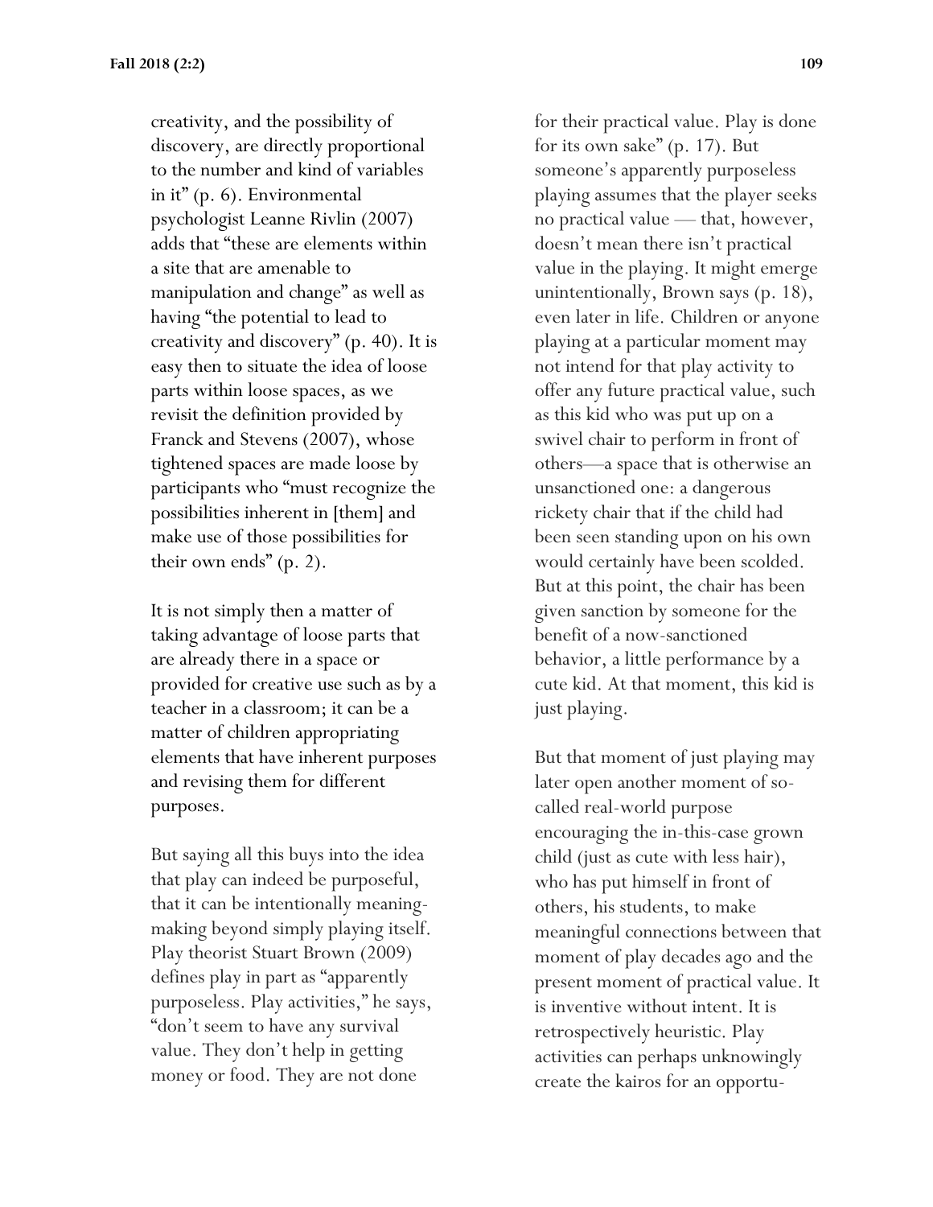creativity, and the possibility of discovery, are directly proportional to the number and kind of variables in it" (p. 6). Environmental psychologist Leanne Rivlin (2007) adds that "these are elements within a site that are amenable to manipulation and change" as well as having "the potential to lead to creativity and discovery" (p. 40). It is easy then to situate the idea of loose parts within loose spaces, as we revisit the definition provided by Franck and Stevens (2007), whose tightened spaces are made loose by participants who "must recognize the possibilities inherent in [them] and make use of those possibilities for their own ends" (p. 2).

It is not simply then a matter of taking advantage of loose parts that are already there in a space or provided for creative use such as by a teacher in a classroom; it can be a matter of children appropriating elements that have inherent purposes and revising them for different purposes.

But saying all this buys into the idea that play can indeed be purposeful, that it can be intentionally meaning-making beyond simply playing itself. Play theorist Stuart Brown (2009) defines play in part as "apparently purposeless. Play activities," he says, "don't seem to have any survival value. They don't help in getting money or food. They are not done for their practical value. Play is done for its own sake" (p. 17). But someone's apparently purposeless playing assumes that the player seeks no practical value — that, however, doesn't mean there isn't practical value in the playing. It might emerge unintentionally, Brown says (p. 18), even later in life. Children or anyone playing at a particular moment may not intend for that play activity to offer any future practical value, such as this kid who was put up on a swivel chair to perform in front of others—a space that is otherwise an unsanctioned one: a dangerous rickety chair that if the child had been seen standing upon on his own would certainly have been scolded. But at this point, the chair has been given sanction by someone for the benefit of a now-sanctioned behavior, a little performance by a cute kid. At that moment, this kid is just playing.

But that moment of just playing may later open another moment of so-called real-world purpose encouraging the in-this-case grown child (just as cute with less hair), who has put himself in front of others, his students, to make meaningful connections between that moment of play decades ago and the present moment of practical value. It is inventive without intent. It is retrospectively heuristic. Play activities can perhaps unknowingly create the kairos for an opportu-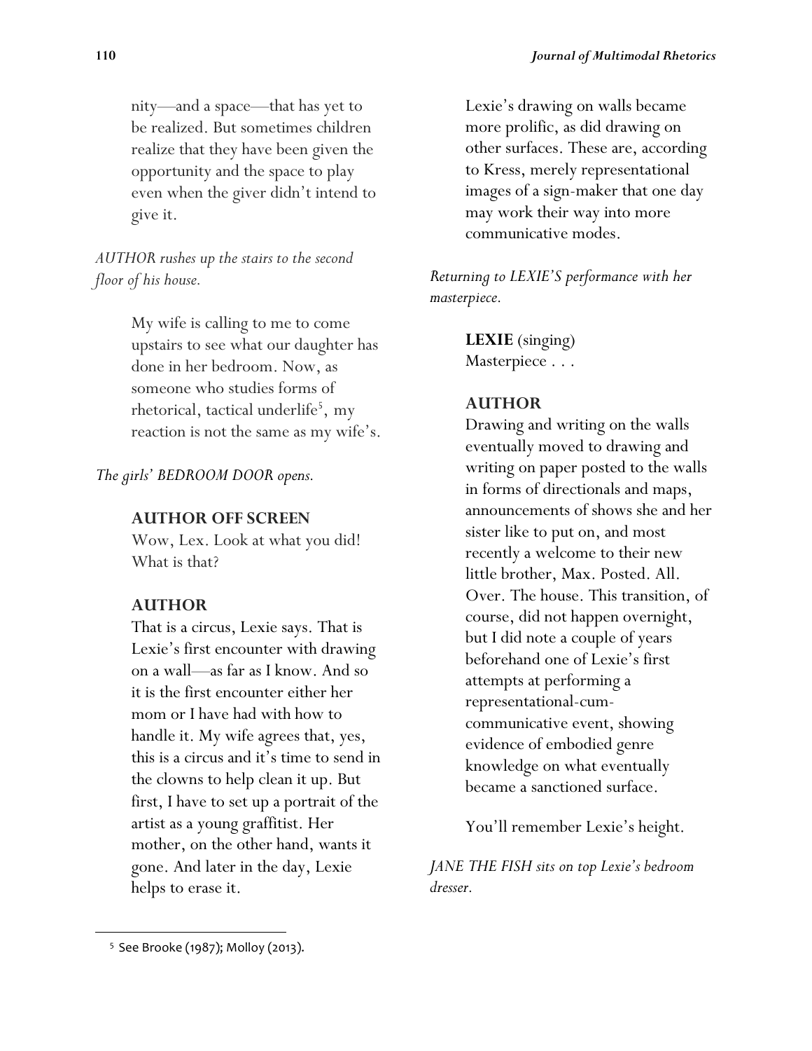nity—and a space—that has yet to be realized. But sometimes children realize that they have been given the opportunity and the space to play even when the giver didn't intend to give it.

*AUTHOR rushes up the stairs to the second floor of his house.*

My wife is calling to me to come upstairs to see what our daughter has done in her bedroom. Now, as someone who studies forms of rhetorical, tactical underlife[5], my reaction is not the same as my wife's.

*The girls' BEDROOM DOOR opens.*

**AUTHOR OFF SCREEN**
Wow, Lex. Look at what you did! What is that?

**AUTHOR**
That is a circus, Lexie says. That is Lexie's first encounter with drawing on a wall—as far as I know. And so it is the first encounter either her mom or I have had with how to handle it. My wife agrees that, yes, this is a circus and it's time to send in the clowns to help clean it up. But first, I have to set up a portrait of the artist as a young graffitist. Her mother, on the other hand, wants it gone. And later in the day, Lexie helps to erase it.

Lexie's drawing on walls became more prolific, as did drawing on other surfaces. These are, according to Kress, merely representational images of a sign-maker that one day may work their way into more communicative modes.

*Returning to LEXIE'S performance with her masterpiece.*

**LEXIE** (singing)
Masterpiece . . .

**AUTHOR**
Drawing and writing on the walls eventually moved to drawing and writing on paper posted to the walls in forms of directionals and maps, announcements of shows she and her sister like to put on, and most recently a welcome to their new little brother, Max. Posted. All. Over. The house. This transition, of course, did not happen overnight, but I did note a couple of years beforehand one of Lexie's first attempts at performing a representational-cum-communicative event, showing evidence of embodied genre knowledge on what eventually became a sanctioned surface.

You'll remember Lexie's height.

*JANE THE FISH sits on top Lexie's bedroom dresser.*

[5] See Brooke (1987); Molloy (2013).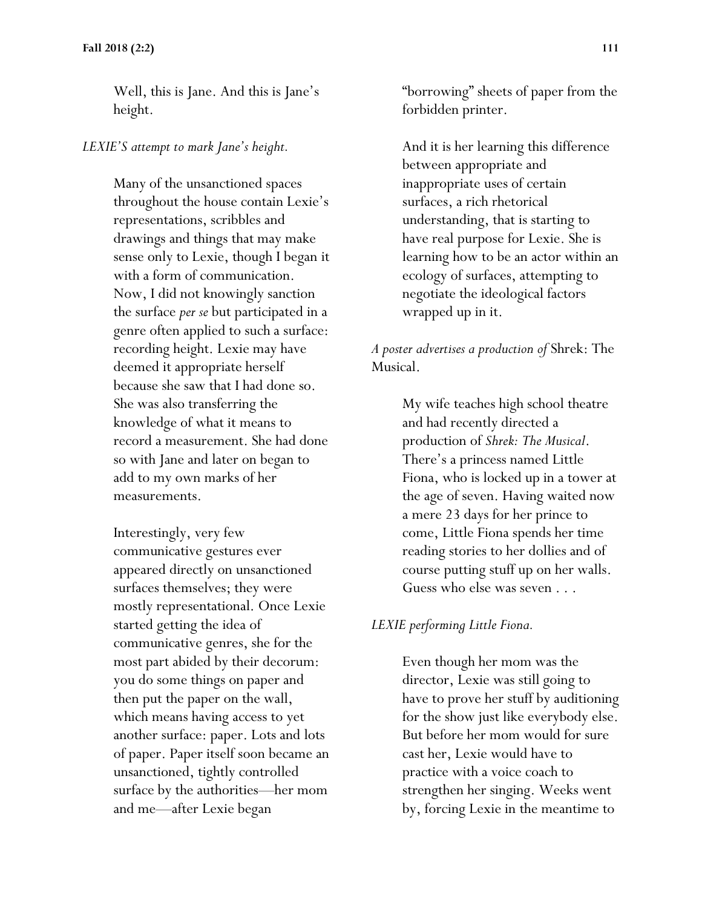Well, this is Jane. And this is Jane's height.

*LEXIE'S attempt to mark Jane's height.*

Many of the unsanctioned spaces throughout the house contain Lexie's representations, scribbles and drawings and things that may make sense only to Lexie, though I began it with a form of communication. Now, I did not knowingly sanction the surface *per se* but participated in a genre often applied to such a surface: recording height. Lexie may have deemed it appropriate herself because she saw that I had done so. She was also transferring the knowledge of what it means to record a measurement. She had done so with Jane and later on began to add to my own marks of her measurements.

Interestingly, very few communicative gestures ever appeared directly on unsanctioned surfaces themselves; they were mostly representational. Once Lexie started getting the idea of communicative genres, she for the most part abided by their decorum: you do some things on paper and then put the paper on the wall, which means having access to yet another surface: paper. Lots and lots of paper. Paper itself soon became an unsanctioned, tightly controlled surface by the authorities—her mom and me—after Lexie began "borrowing" sheets of paper from the forbidden printer.

And it is her learning this difference between appropriate and inappropriate uses of certain surfaces, a rich rhetorical understanding, that is starting to have real purpose for Lexie. She is learning how to be an actor within an ecology of surfaces, attempting to negotiate the ideological factors wrapped up in it.

*A poster advertises a production of* Shrek: The Musical.

My wife teaches high school theatre and had recently directed a production of *Shrek: The Musical*. There's a princess named Little Fiona, who is locked up in a tower at the age of seven. Having waited now a mere 23 days for her prince to come, Little Fiona spends her time reading stories to her dollies and of course putting stuff up on her walls. Guess who else was seven . . .

*LEXIE performing Little Fiona.*

Even though her mom was the director, Lexie was still going to have to prove her stuff by auditioning for the show just like everybody else. But before her mom would for sure cast her, Lexie would have to practice with a voice coach to strengthen her singing. Weeks went by, forcing Lexie in the meantime to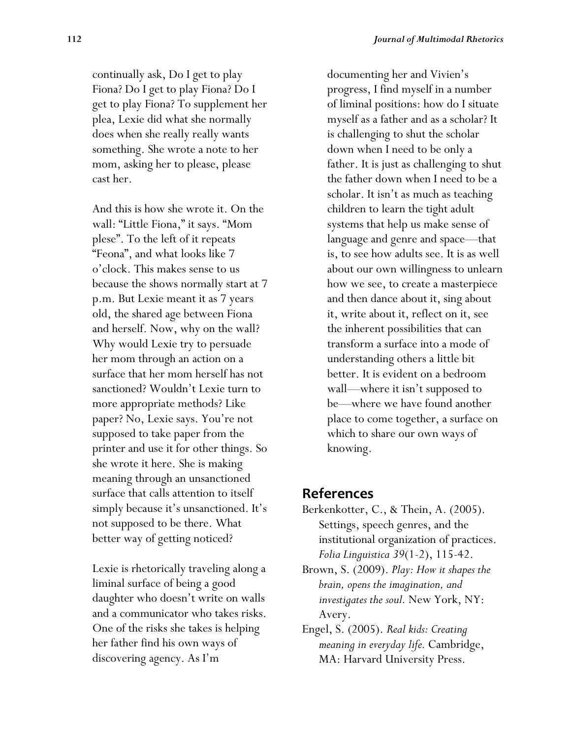continually ask, Do I get to play Fiona? Do I get to play Fiona? Do I get to play Fiona? To supplement her plea, Lexie did what she normally does when she really really wants something. She wrote a note to her mom, asking her to please, please cast her.

And this is how she wrote it. On the wall: "Little Fiona," it says. "Mom plese". To the left of it repeats "Feona", and what looks like 7 o'clock. This makes sense to us because the shows normally start at 7 p.m. But Lexie meant it as 7 years old, the shared age between Fiona and herself. Now, why on the wall? Why would Lexie try to persuade her mom through an action on a surface that her mom herself has not sanctioned? Wouldn't Lexie turn to more appropriate methods? Like paper? No, Lexie says. You're not supposed to take paper from the printer and use it for other things. So she wrote it here. She is making meaning through an unsanctioned surface that calls attention to itself simply because it's unsanctioned. It's not supposed to be there. What better way of getting noticed?

Lexie is rhetorically traveling along a liminal surface of being a good daughter who doesn't write on walls and a communicator who takes risks. One of the risks she takes is helping her father find his own ways of discovering agency. As I'm documenting her and Vivien's progress, I find myself in a number of liminal positions: how do I situate myself as a father and as a scholar? It is challenging to shut the scholar down when I need to be only a father. It is just as challenging to shut the father down when I need to be a scholar. It isn't as much as teaching children to learn the tight adult systems that help us make sense of language and genre and space—that is, to see how adults see. It is as well about our own willingness to unlearn how we see, to create a masterpiece and then dance about it, sing about it, write about it, reflect on it, see the inherent possibilities that can transform a surface into a mode of understanding others a little bit better. It is evident on a bedroom wall—where it isn't supposed to be—where we have found another place to come together, a surface on which to share our own ways of knowing.

## References

Berkenkotter, C., & Thein, A. (2005). Settings, speech genres, and the institutional organization of practices. *Folia Linguistica 39*(1-2), 115-42.

Brown, S. (2009). *Play: How it shapes the brain, opens the imagination, and investigates the soul.* New York, NY: Avery.

Engel, S. (2005). *Real kids: Creating meaning in everyday life.* Cambridge, MA: Harvard University Press.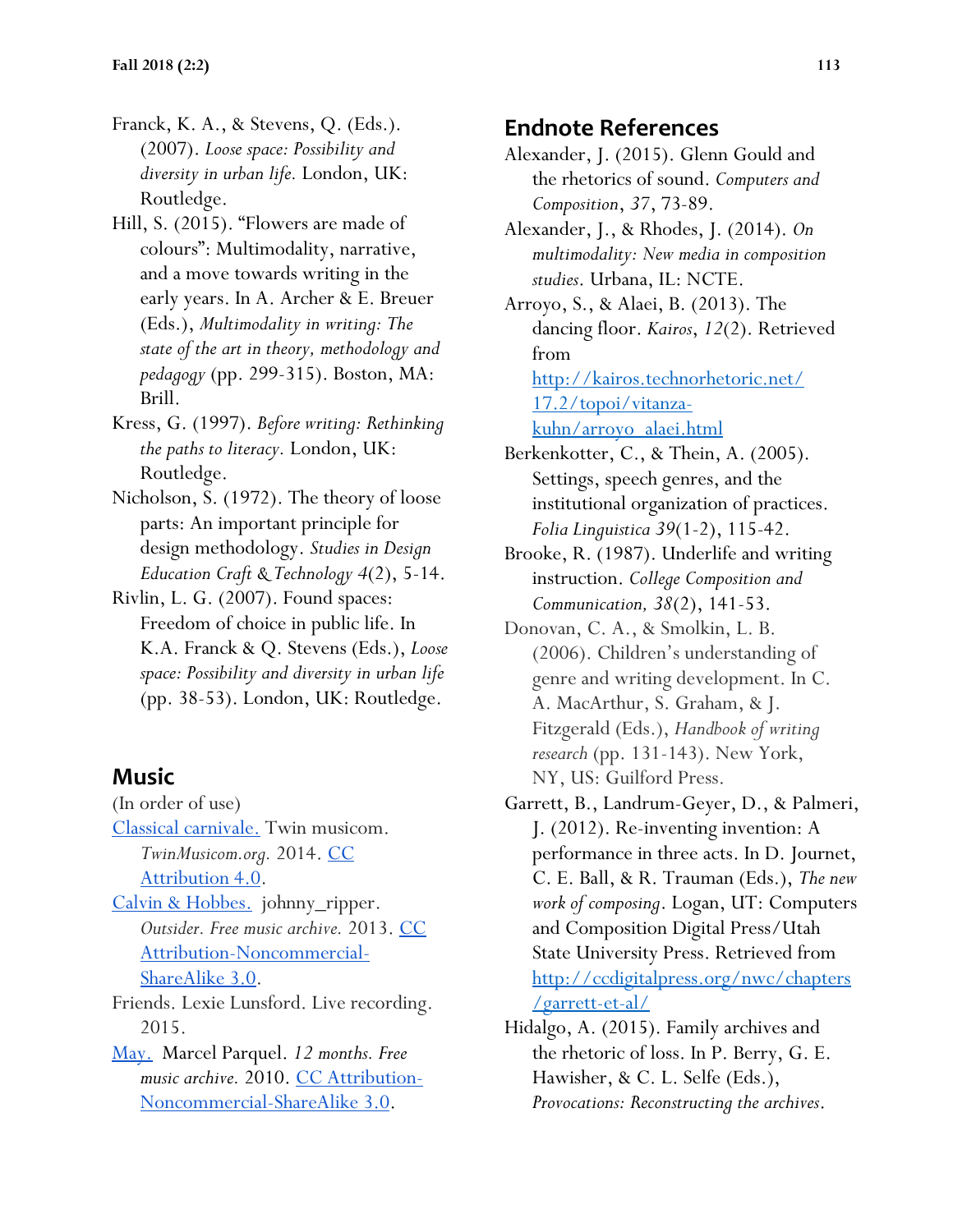Franck, K. A., & Stevens, Q. (Eds.). (2007). *Loose space: Possibility and diversity in urban life.* London, UK: Routledge.

Hill, S. (2015). "Flowers are made of colours": Multimodality, narrative, and a move towards writing in the early years. In A. Archer & E. Breuer (Eds.), *Multimodality in writing: The state of the art in theory, methodology and pedagogy* (pp. 299-315). Boston, MA: Brill.

Kress, G. (1997). *Before writing: Rethinking the paths to literacy.* London, UK: Routledge.

Nicholson, S. (1972). The theory of loose parts: An important principle for design methodology. *Studies in Design Education Craft & Technology 4*(2), 5-14.

Rivlin, L. G. (2007). Found spaces: Freedom of choice in public life. In K.A. Franck & Q. Stevens (Eds.), *Loose space: Possibility and diversity in urban life* (pp. 38-53). London, UK: Routledge.

## Music

(In order of use)

[Classical carnivale.](#) Twin musicom. *TwinMusicom.org.* 2014. [CC Attribution 4.0](#).

[Calvin & Hobbes.](#) johnny_ripper. *Outsider. Free music archive.* 2013. [CC Attribution-Noncommercial-ShareAlike 3.0](#).

Friends. Lexie Lunsford. Live recording. 2015.

[May.](#) Marcel Parquel. *12 months. Free music archive.* 2010. [CC Attribution-Noncommercial-ShareAlike 3.0](#).

## Endnote References

Alexander, J. (2015). Glenn Gould and the rhetorics of sound. *Computers and Composition*, *37*, 73-89.

Alexander, J., & Rhodes, J. (2014). *On multimodality: New media in composition studies*. Urbana, IL: NCTE.

Arroyo, S., & Alaei, B. (2013). The dancing floor. *Kairos*, *12*(2). Retrieved from [http://kairos.technorhetoric.net/17.2/topoi/vitanza-kuhn/arroyo_alaei.html](http://kairos.technorhetoric.net/17.2/topoi/vitanza-kuhn/arroyo_alaei.html)

Berkenkotter, C., & Thein, A. (2005). Settings, speech genres, and the institutional organization of practices. *Folia Linguistica 39*(1-2), 115-42.

Brooke, R. (1987). Underlife and writing instruction. *College Composition and Communication, 38*(2), 141-53.

Donovan, C. A., & Smolkin, L. B. (2006). Children's understanding of genre and writing development. In C. A. MacArthur, S. Graham, & J. Fitzgerald (Eds.), *Handbook of writing research* (pp. 131-143). New York, NY, US: Guilford Press.

Garrett, B., Landrum-Geyer, D., & Palmeri, J. (2012). Re-inventing invention: A performance in three acts. In D. Journet, C. E. Ball, & R. Trauman (Eds.), *The new work of composing*. Logan, UT: Computers and Composition Digital Press/Utah State University Press. Retrieved from [http://ccdigitalpress.org/nwc/chapters/garrett-et-al/](http://ccdigitalpress.org/nwc/chapters/garrett-et-al/)

Hidalgo, A. (2015). Family archives and the rhetoric of loss. In P. Berry, G. E. Hawisher, & C. L. Selfe (Eds.), *Provocations: Reconstructing the archives*.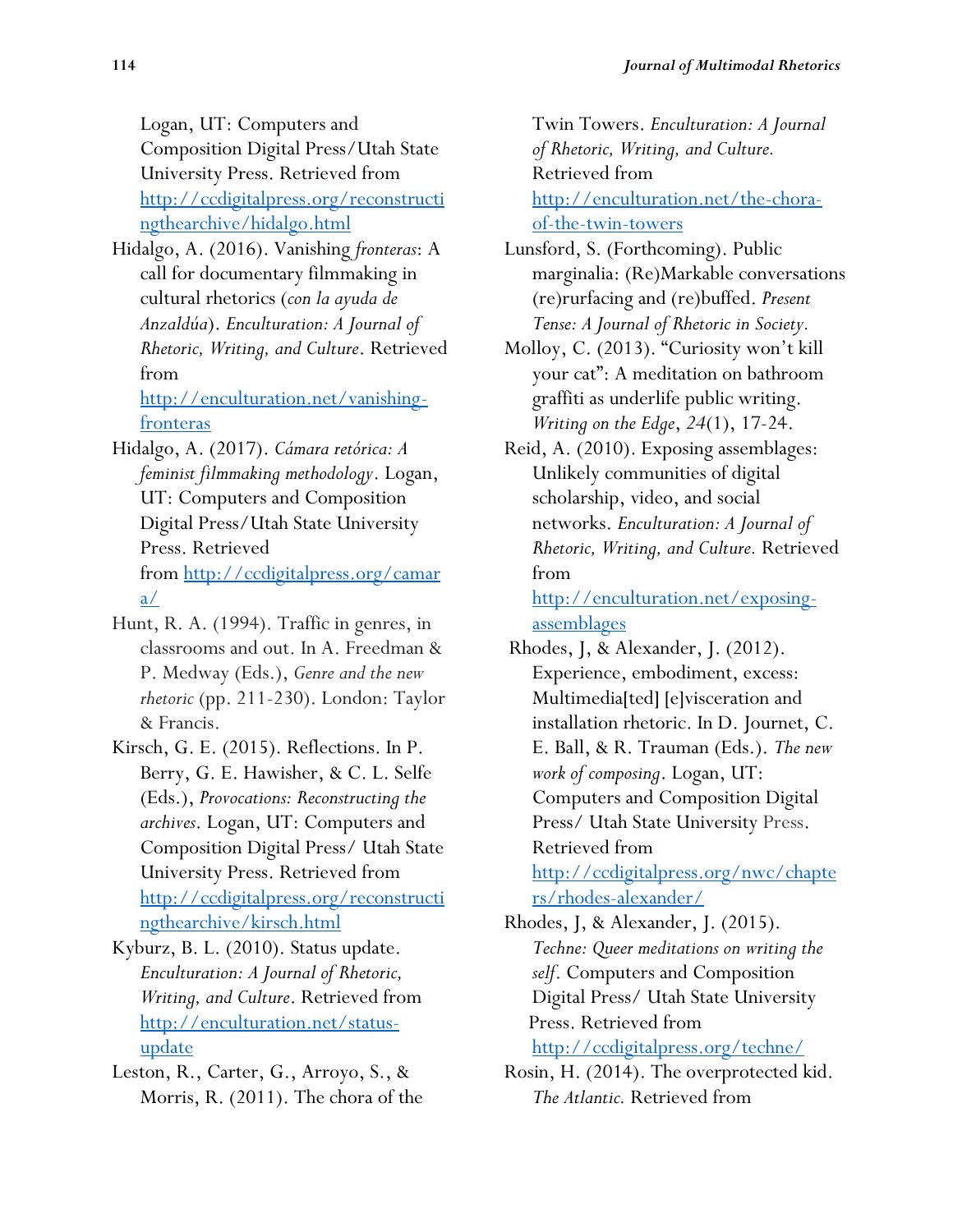Logan, UT: Computers and Composition Digital Press/Utah State University Press. Retrieved from [http://ccdigitalpress.org/reconstructingthearchive/hidalgo.html](http://ccdigitalpress.org/reconstructingthearchive/hidalgo.html)

Hidalgo, A. (2016). Vanishing *fronteras*: A call for documentary filmmaking in cultural rhetorics (*con la ayuda de Anzaldúa*). *Enculturation: A Journal of Rhetoric, Writing, and Culture*. Retrieved from [http://enculturation.net/vanishing-fronteras](http://enculturation.net/vanishing-fronteras)

Hidalgo, A. (2017). *Cámara retórica: A feminist filmmaking methodology*. Logan, UT: Computers and Composition Digital Press/Utah State University Press. Retrieved from [http://ccdigitalpress.org/camara/](http://ccdigitalpress.org/camara/)

Hunt, R. A. (1994). Traffic in genres, in classrooms and out. In A. Freedman & P. Medway (Eds.), *Genre and the new rhetoric* (pp. 211-230). London: Taylor & Francis.

Kirsch, G. E. (2015). Reflections. In P. Berry, G. E. Hawisher, & C. L. Selfe (Eds.), *Provocations: Reconstructing the archives*. Logan, UT: Computers and Composition Digital Press/ Utah State University Press. Retrieved from [http://ccdigitalpress.org/reconstructingthearchive/kirsch.html](http://ccdigitalpress.org/reconstructingthearchive/kirsch.html)

Kyburz, B. L. (2010). Status update. *Enculturation: A Journal of Rhetoric, Writing, and Culture*. Retrieved from [http://enculturation.net/status-update](http://enculturation.net/status-update)

Leston, R., Carter, G., Arroyo, S., & Morris, R. (2011). The chora of the Twin Towers. *Enculturation: A Journal of Rhetoric, Writing, and Culture.* Retrieved from [http://enculturation.net/the-chora-of-the-twin-towers](http://enculturation.net/the-chora-of-the-twin-towers)

Lunsford, S. (Forthcoming). Public marginalia: (Re)Markable conversations (re)rurfacing and (re)buffed. *Present Tense: A Journal of Rhetoric in Society.*

Molloy, C. (2013). "Curiosity won't kill your cat": A meditation on bathroom graffiti as underlife public writing. *Writing on the Edge*, *24*(1), 17-24.

Reid, A. (2010). Exposing assemblages: Unlikely communities of digital scholarship, video, and social networks. *Enculturation: A Journal of Rhetoric, Writing, and Culture.* Retrieved from [http://enculturation.net/exposing-assemblages](http://enculturation.net/exposing-assemblages)

Rhodes, J, & Alexander, J. (2012). Experience, embodiment, excess: Multimedia[ted] [e]visceration and installation rhetoric. In D. Journet, C. E. Ball, & R. Trauman (Eds.). *The new work of composing*. Logan, UT: Computers and Composition Digital Press/ Utah State University Press. Retrieved from [http://ccdigitalpress.org/nwc/chapters/rhodes-alexander/](http://ccdigitalpress.org/nwc/chapters/rhodes-alexander/)

Rhodes, J, & Alexander, J. (2015). *Techne: Queer meditations on writing the self*. Computers and Composition Digital Press/ Utah State University Press. Retrieved from [http://ccdigitalpress.org/techne/](http://ccdigitalpress.org/techne/)

Rosin, H. (2014). The overprotected kid. *The Atlantic.* Retrieved from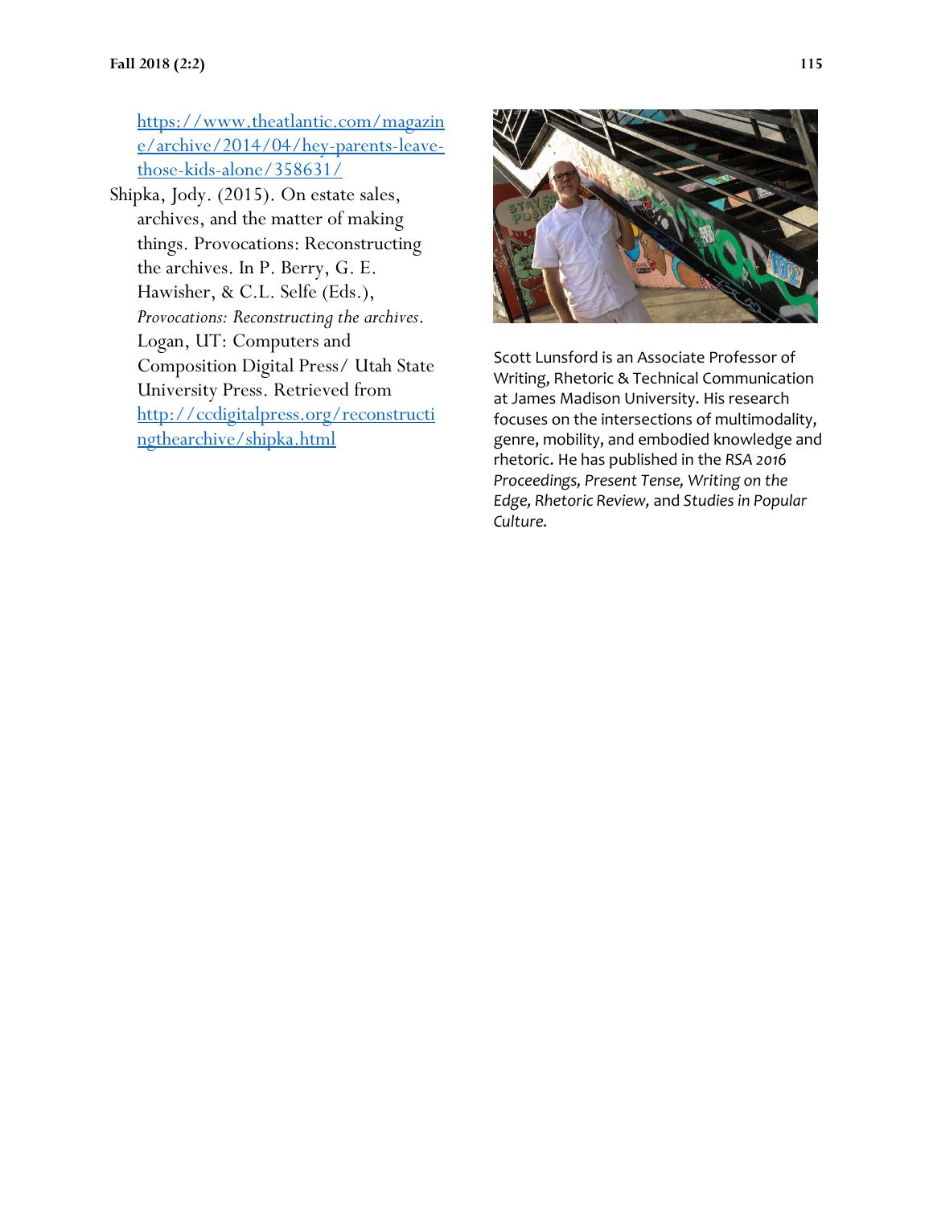https://www.theatlantic.com/magazine/archive/2014/04/hey-parents-leave-those-kids-alone/358631/

Shipka, Jody. (2015). On estate sales, archives, and the matter of making things. Provocations: Reconstructing the archives. In P. Berry, G. E. Hawisher, & C.L. Selfe (Eds.), *Provocations: Reconstructing the archives*. Logan, UT: Computers and Composition Digital Press/ Utah State University Press. Retrieved from http://ccdigitalpress.org/reconstructingthearchive/shipka.html

Scott Lunsford is an Associate Professor of Writing, Rhetoric & Technical Communication at James Madison University. His research focuses on the intersections of multimodality, genre, mobility, and embodied knowledge and rhetoric. He has published in the *RSA 2016 Proceedings, Present Tense, Writing on the Edge, Rhetoric Review,* and *Studies in Popular Culture.*